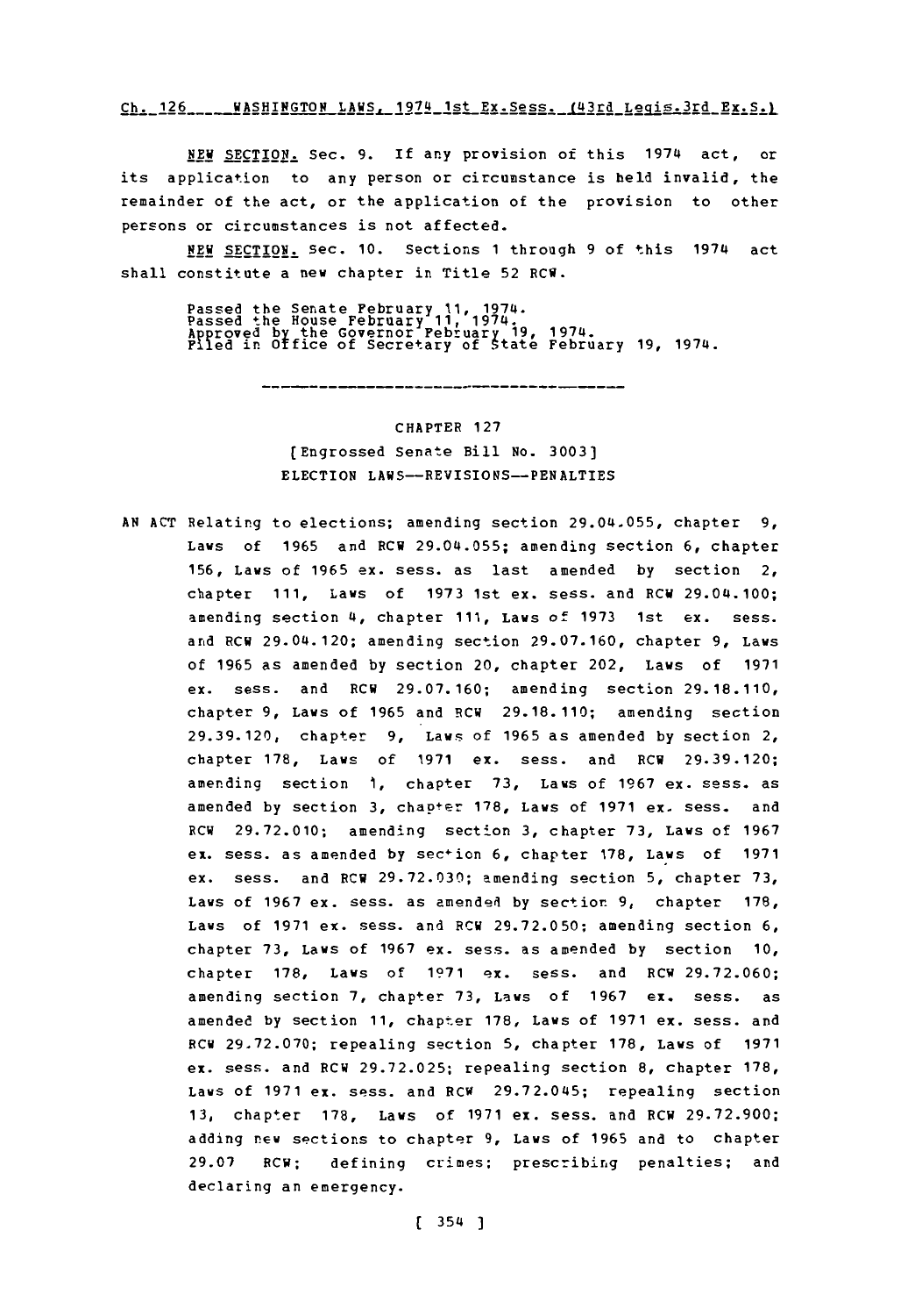NEW SECTION. Sec. 9. If any provision of this 1974 act, or its application to any person or circumstance is held invalid, the remainder of the act, or the application of the provision to other persons or circumstances is not affected.

NEW SECTION. Sec. 10. Sections 1 through 9 of this 1974 act shall constitute a new chapter in Title 52 RCW.

Passed the Senate February 11, 1974.
Passed the House February 11, 1974.
Approved by the Governor February 19, 1974.
Filed in Office of Secretary of State February 19, 1974.

---

## CHAPTER 127

### [Engrossed Senate Bill No. 3003]

### ELECTION LAWS--REVISIONS--PENALTIES

AN ACT Relating to elections; amending section 29.04.055, chapter 9, Laws of 1965 and RCW 29.04.055; amending section 6, chapter 156, Laws of 1965 ex. sess. as last amended by section 2, chapter 111, Laws of 1973 1st ex. sess. and RCW 29.04.100; amending section 4, chapter 111, Laws of 1973 1st ex. sess. and RCW 29.04.120; amending section 29.07.160, chapter 9, Laws of 1965 as amended by section 20, chapter 202, Laws of 1971 ex. sess. and RCW 29.07.160; amending section 29.18.110, chapter 9, Laws of 1965 and RCW 29.18.110; amending section 29.39.120, chapter 9, Laws of 1965 as amended by section 2, chapter 178, Laws of 1971 ex. sess. and RCW 29.39.120; amending section 1, chapter 73, Laws of 1967 ex. sess. as amended by section 3, chapter 178, Laws of 1971 ex. sess. and RCW 29.72.010; amending section 3, chapter 73, Laws of 1967 ex. sess. as amended by section 6, chapter 178, Laws of 1971 ex. sess. and RCW 29.72.030; amending section 5, chapter 73, Laws of 1967 ex. sess. as amended by section 9, chapter 178, Laws of 1971 ex. sess. and RCW 29.72.050; amending section 6, chapter 73, Laws of 1967 ex. sess. as amended by section 10, chapter 178, Laws of 1971 ex. sess. and RCW 29.72.060; amending section 7, chapter 73, Laws of 1967 ex. sess. as amended by section 11, chapter 178, Laws of 1971 ex. sess. and RCW 29.72.070; repealing section 5, chapter 178, Laws of 1971 ex. sess. and RCW 29.72.025; repealing section 8, chapter 178, Laws of 1971 ex. sess. and RCW 29.72.045; repealing section 13, chapter 178, Laws of 1971 ex. sess. and RCW 29.72.900; adding new sections to chapter 9, Laws of 1965 and to chapter 29.07 RCW; defining crimes; prescribing penalties; and declaring an emergency.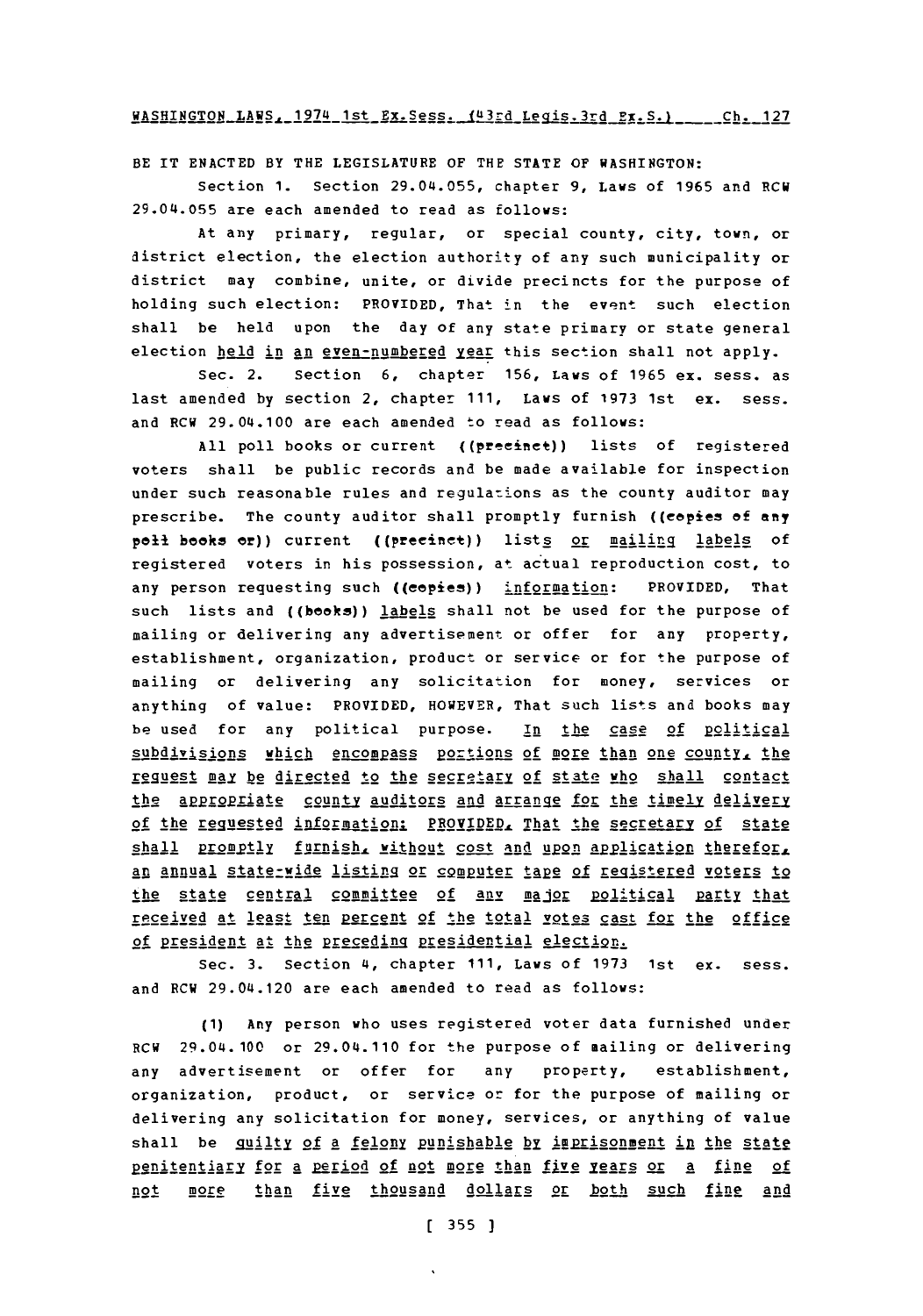BE IT ENACTED BY THE LEGISLATURE OF THE STATE OF WASHINGTON:

Section 1. Section 29.04.055, chapter 9, Laws of 1965 and RCW 29.04.055 are each amended to read as follows:

At any primary, regular, or special county, city, town, or district election, the election authority of any such municipality or district may combine, unite, or divide precincts for the purpose of holding such election: PROVIDED, That in the event such election shall be held upon the day of any state primary or state general election held in an even-numbered year this section shall not apply.

Sec. 2. Section 6, chapter 156, Laws of 1965 ex. sess. as last amended by section 2, chapter 111, Laws of 1973 1st ex. sess. and RCW 29.04.100 are each amended to read as follows:

All poll books or current ((precinct)) lists of registered voters shall be public records and be made available for inspection under such reasonable rules and regulations as the county auditor may prescribe. The county auditor shall promptly furnish ((copies of any poll books or)) current ((precinct)) lists or mailing labels of registered voters in his possession, at actual reproduction cost, to any person requesting such ((copies)) information: PROVIDED, That such lists and ((books)) labels shall not be used for the purpose of mailing or delivering any advertisement or offer for any property, establishment, organization, product or service or for the purpose of mailing or delivering any solicitation for money, services or anything of value: PROVIDED, HOWEVER, That such lists and books may be used for any political purpose. In the case of political subdivisions which encompass portions of more than one county, the request may be directed to the secretary of state who shall contact the appropriate county auditors and arrange for the timely delivery of the requested information: PROVIDED, That the secretary of state shall promptly furnish, without cost and upon application therefor, an annual state-wide listing or computer tape of registered voters to the state central committee of any major political party that received at least ten percent of the total votes cast for the office of president at the preceding presidential election.

Sec. 3. Section 4, chapter 111, Laws of 1973 1st ex. sess. and RCW 29.04.120 are each amended to read as follows:

(1) Any person who uses registered voter data furnished under RCW 29.04.100 or 29.04.110 for the purpose of mailing or delivering any advertisement or offer for any property, establishment, organization, product, or service or for the purpose of mailing or delivering any solicitation for money, services, or anything of value shall be guilty of a felony punishable by imprisonment in the state penitentiary for a period of not more than five years or a fine of not more than five thousand dollars or both such fine and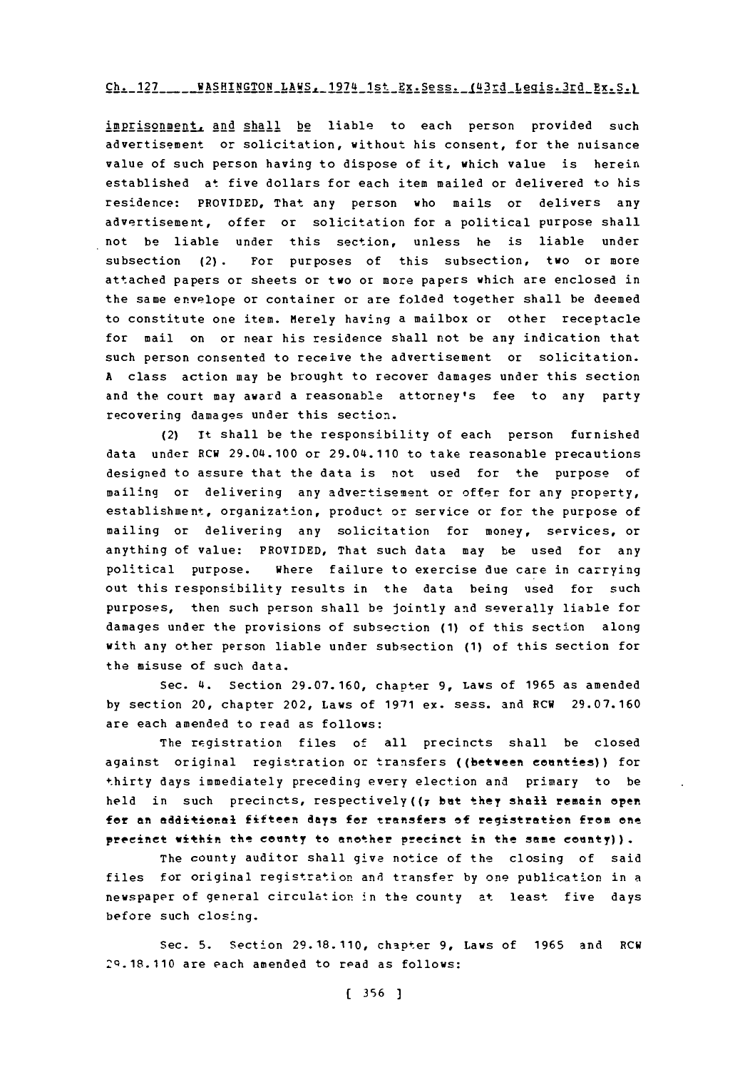imprisonment, and shall be liable to each person provided such advertisement or solicitation, without his consent, for the nuisance value of such person having to dispose of it, which value is herein established at five dollars for each item mailed or delivered to his residence: PROVIDED, That any person who mails or delivers any advertisement, offer or solicitation for a political purpose shall not be liable under this section, unless he is liable under subsection (2). For purposes of this subsection, two or more attached papers or sheets or two or more papers which are enclosed in the same envelope or container or are folded together shall be deemed to constitute one item. Merely having a mailbox or other receptacle for mail on or near his residence shall not be any indication that such person consented to receive the advertisement or solicitation. A class action may be brought to recover damages under this section and the court may award a reasonable attorney's fee to any party recovering damages under this section.

(2) It shall be the responsibility of each person furnished data under RCW 29.04.100 or 29.04.110 to take reasonable precautions designed to assure that the data is not used for the purpose of mailing or delivering any advertisement or offer for any property, establishment, organization, product or service or for the purpose of mailing or delivering any solicitation for money, services, or anything of value: PROVIDED, That such data may be used for any political purpose. Where failure to exercise due care in carrying out this responsibility results in the data being used for such purposes, then such person shall be jointly and severally liable for damages under the provisions of subsection (1) of this section along with any other person liable under subsection (1) of this section for the misuse of such data.

Sec. 4. Section 29.07.160, chapter 9, Laws of 1965 as amended by section 20, chapter 202, Laws of 1971 ex. sess. and RCW 29.07.160 are each amended to read as follows:

The registration files of all precincts shall be closed against original registration or transfers ((between counties)) for thirty days immediately preceding every election and primary to be held in such precincts, respectively((, but they shall remain open for an additional fifteen days for transfers of registration from one precinct within the county to another precinct in the same county)).

The county auditor shall give notice of the closing of said files for original registration and transfer by one publication in a newspaper of general circulation in the county at least five days before such closing.

Sec. 5. Section 29.18.110, chapter 9, Laws of 1965 and RCW 29.18.110 are each amended to read as follows: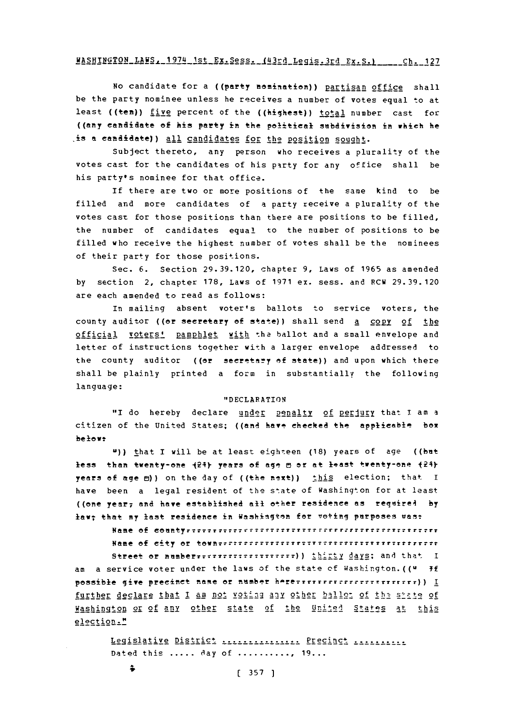No candidate for a ((party nomination)) partisan office shall be the party nominee unless he receives a number of votes equal to at least ((ten)) five percent of the ((highest)) total number cast for ((any candidate of his party in the political subdivision in which he is a candidate)) all candidates for the position sought.

Subject thereto, any person who receives a plurality of the votes cast for the candidates of his party for any office shall be his party's nominee for that office.

If there are two or more positions of the same kind to be filled and more candidates of a party receive a plurality of the votes cast for those positions than there are positions to be filled, the number of candidates equal to the number of positions to be filled who receive the highest number of votes shall be the nominees of their party for those positions.

Sec. 6. Section 29.39.120, chapter 9, Laws of 1965 as amended by section 2, chapter 178, Laws of 1971 ex. sess. and RCW 29.39.120 are each amended to read as follows:

In mailing absent voter's ballots to service voters, the county auditor ((or secretary of state)) shall send a copy of the official voters' pamphlet with the ballot and a small envelope and letter of instructions together with a larger envelope addressed to the county auditor ((or secretary of state)) and upon which there shall be plainly printed a form in substantially the following language:

"DECLARATION

"I do hereby declare under penalty of perjury that I am a citizen of the United States; ((and have checked the applicable box below:

")) that I will be at least eighteen (18) years of age ((but less than twenty-one (21) years of age □ or at least twenty-one (21) years of age □)) on the day of ((the next)) this election; that I have been a legal resident of the state of Washington for at least ((one year, and have established all other residence as required by law; that my last residence in Washington for voting purposes was:

Name of county:..........................................

Name of city or town:....................................

Street or number:..................)) thirty days; and that I am a service voter under the laws of the state of Washington.((" If possible give precinct name or number here:..................)) I further declare that I am not voting any other ballot of the state of Washington or of any other state of the United States at this election."

Legislative District ............... Precinct ..........
Dated this ..... day of .........., 19...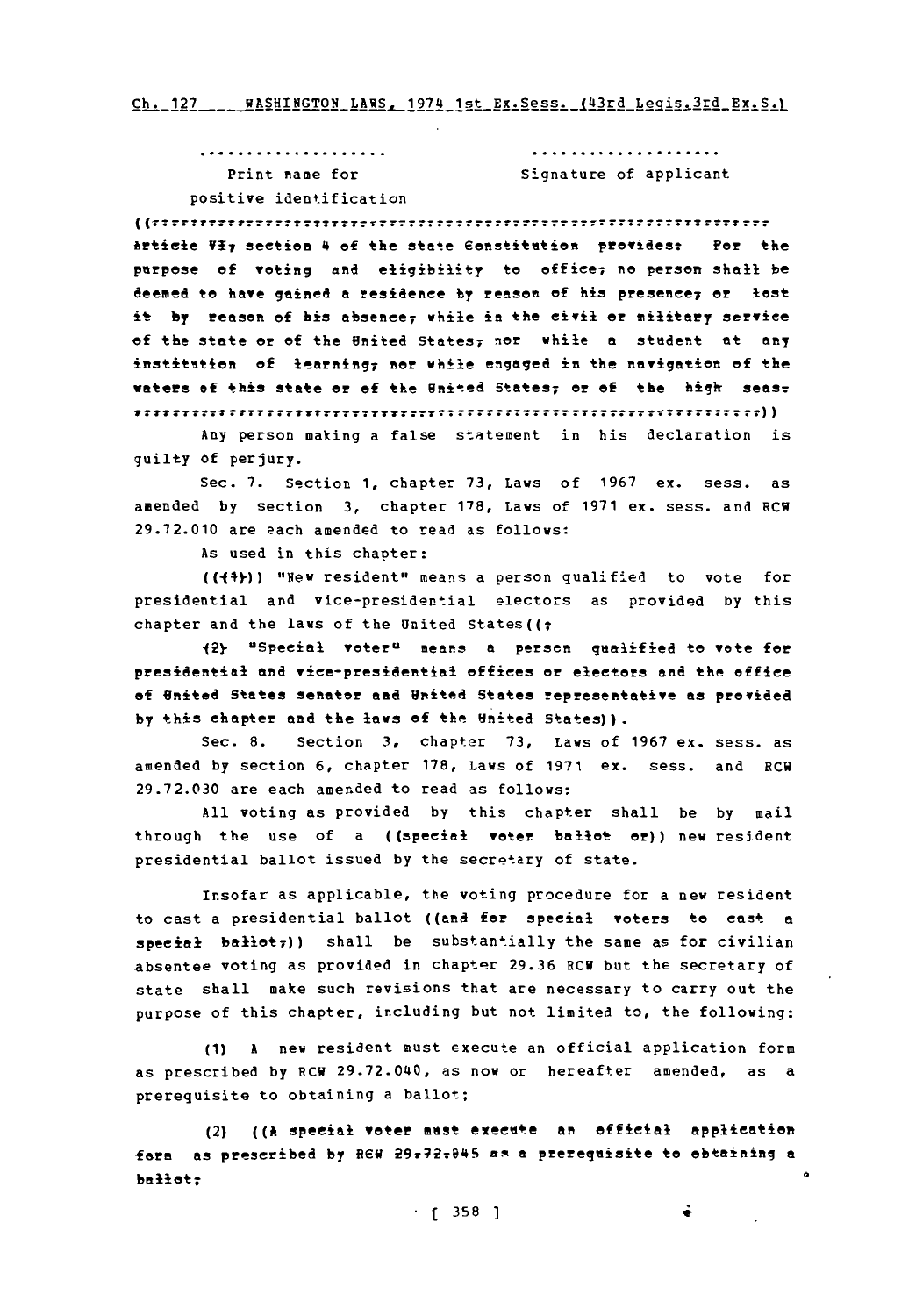.................... ....................

Print name for positive identification Signature of applicant

((Article VI, section 4 of the state Constitution provides: For the purpose of voting and eligibility to office, no person shall be deemed to have gained a residence by reason of his presence, or lost it by reason of his absence, while in the civil or military service of the state or of the United States, nor while a student at any institution of learning, nor while engaged in the navigation of the waters of this state or of the United States, or of the high seas.))

Any person making a false statement in his declaration is guilty of perjury.

Sec. 7. Section 1, chapter 73, Laws of 1967 ex. sess. as amended by section 3, chapter 178, Laws of 1971 ex. sess. and RCW 29.72.010 are each amended to read as follows:

As used in this chapter:

(((1))) "New resident" means a person qualified to vote for presidential and vice-presidential electors as provided by this chapter and the laws of the United States((;

(2) "Special voter" means a person qualified to vote for presidential and vice-presidential offices or electors and the office of United States senator and United States representative as provided by this chapter and the laws of the United States)).

Sec. 8. Section 3, chapter 73, Laws of 1967 ex. sess. as amended by section 6, chapter 178, Laws of 1971 ex. sess. and RCW 29.72.030 are each amended to read as follows:

All voting as provided by this chapter shall be by mail through the use of a ((special voter ballot or)) new resident presidential ballot issued by the secretary of state.

Insofar as applicable, the voting procedure for a new resident to cast a presidential ballot ((and for special voters to cast a special ballot,)) shall be substantially the same as for civilian absentee voting as provided in chapter 29.36 RCW but the secretary of state shall make such revisions that are necessary to carry out the purpose of this chapter, including but not limited to, the following:

(1) A new resident must execute an official application form as prescribed by RCW 29.72.040, as now or hereafter amended, as a prerequisite to obtaining a ballot;

(2) ((A special voter must execute an official application form as prescribed by RCW 29.72.045 as a prerequisite to obtaining a ballot;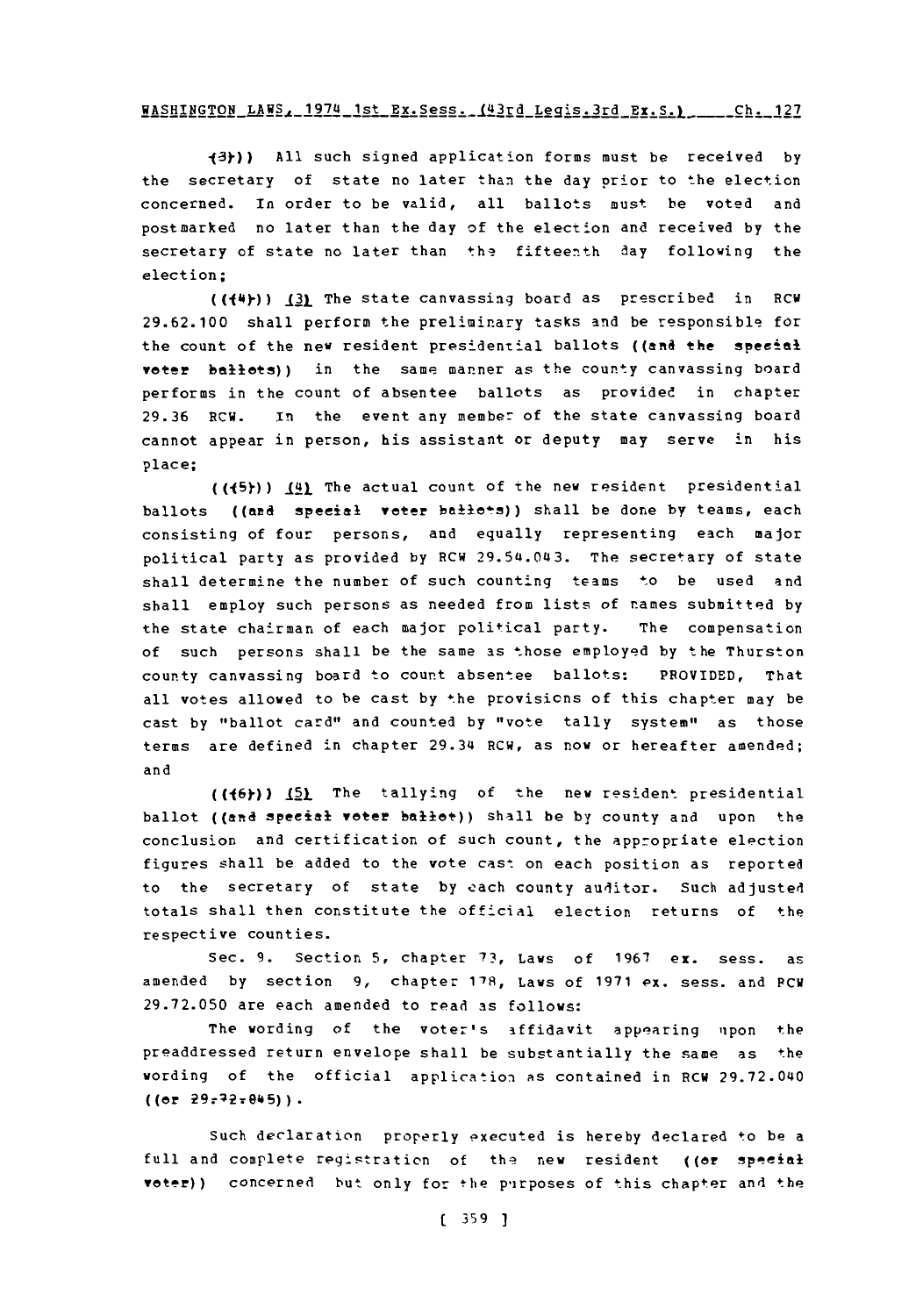(3))) All such signed application forms must be received by the secretary of state no later than the day prior to the election concerned. In order to be valid, all ballots must be voted and postmarked no later than the day of the election and received by the secretary of state no later than the fifteenth day following the election;

(((4))) (3) The state canvassing board as prescribed in RCW 29.62.100 shall perform the preliminary tasks and be responsible for the count of the new resident presidential ballots ((and the special voter ballots)) in the same manner as the county canvassing board performs in the count of absentee ballots as provided in chapter 29.36 RCW. In the event any member of the state canvassing board cannot appear in person, his assistant or deputy may serve in his place;

(((5))) (4) The actual count of the new resident presidential ballots ((and special voter ballots)) shall be done by teams, each consisting of four persons, and equally representing each major political party as provided by RCW 29.54.043. The secretary of state shall determine the number of such counting teams to be used and shall employ such persons as needed from lists of names submitted by the state chairman of each major political party. The compensation of such persons shall be the same as those employed by the Thurston county canvassing board to count absentee ballots: PROVIDED, That all votes allowed to be cast by the provisions of this chapter may be cast by "ballot card" and counted by "vote tally system" as those terms are defined in chapter 29.34 RCW, as now or hereafter amended; and

(((6))) (5) The tallying of the new resident presidential ballot ((and special voter ballot)) shall be by county and upon the conclusion and certification of such count, the appropriate election figures shall be added to the vote cast on each position as reported to the secretary of state by each county auditor. Such adjusted totals shall then constitute the official election returns of the respective counties.

Sec. 9. Section 5, chapter 73, Laws of 1967 ex. sess. as amended by section 9, chapter 178, Laws of 1971 ex. sess. and RCW 29.72.050 are each amended to read as follows:

The wording of the voter's affidavit appearing upon the preaddressed return envelope shall be substantially the same as the wording of the official application as contained in RCW 29.72.040 ((or 29.72.045)).

Such declaration properly executed is hereby declared to be a full and complete registration of the new resident ((or special voter)) concerned but only for the purposes of this chapter and the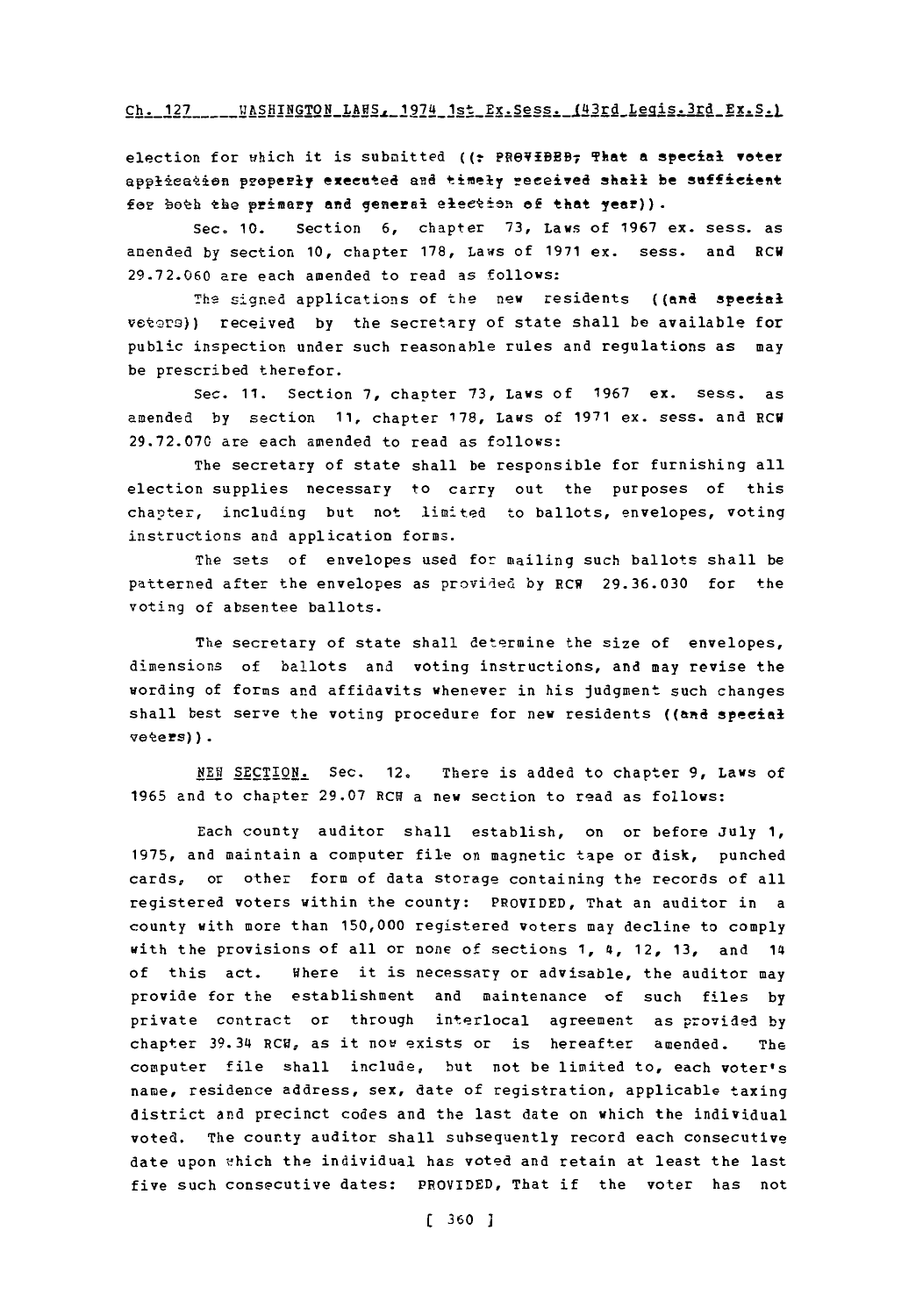election for which it is submitted ((: PROVIDED, That a special voter application properly executed and timely received shall be sufficient for both the primary and general election of that year)).

Sec. 10. Section 6, chapter 73, Laws of 1967 ex. sess. as amended by section 10, chapter 178, Laws of 1971 ex. sess. and RCW 29.72.060 are each amended to read as follows:

The signed applications of the new residents ((and special voters)) received by the secretary of state shall be available for public inspection under such reasonable rules and regulations as may be prescribed therefor.

Sec. 11. Section 7, chapter 73, Laws of 1967 ex. sess. as amended by section 11, chapter 178, Laws of 1971 ex. sess. and RCW 29.72.070 are each amended to read as follows:

The secretary of state shall be responsible for furnishing all election supplies necessary to carry out the purposes of this chapter, including but not limited to ballots, envelopes, voting instructions and application forms.

The sets of envelopes used for mailing such ballots shall be patterned after the envelopes as provided by RCW 29.36.030 for the voting of absentee ballots.

The secretary of state shall determine the size of envelopes, dimensions of ballots and voting instructions, and may revise the wording of forms and affidavits whenever in his judgment such changes shall best serve the voting procedure for new residents ((and special voters)).

NEW SECTION. Sec. 12. There is added to chapter 9, Laws of 1965 and to chapter 29.07 RCW a new section to read as follows:

Each county auditor shall establish, on or before July 1, 1975, and maintain a computer file on magnetic tape or disk, punched cards, or other form of data storage containing the records of all registered voters within the county: PROVIDED, That an auditor in a county with more than 150,000 registered voters may decline to comply with the provisions of all or none of sections 1, 4, 12, 13, and 14 of this act. Where it is necessary or advisable, the auditor may provide for the establishment and maintenance of such files by private contract or through interlocal agreement as provided by chapter 39.34 RCW, as it now exists or is hereafter amended. The computer file shall include, but not be limited to, each voter's name, residence address, sex, date of registration, applicable taxing district and precinct codes and the last date on which the individual voted. The county auditor shall subsequently record each consecutive date upon which the individual has voted and retain at least the last five such consecutive dates: PROVIDED, That if the voter has not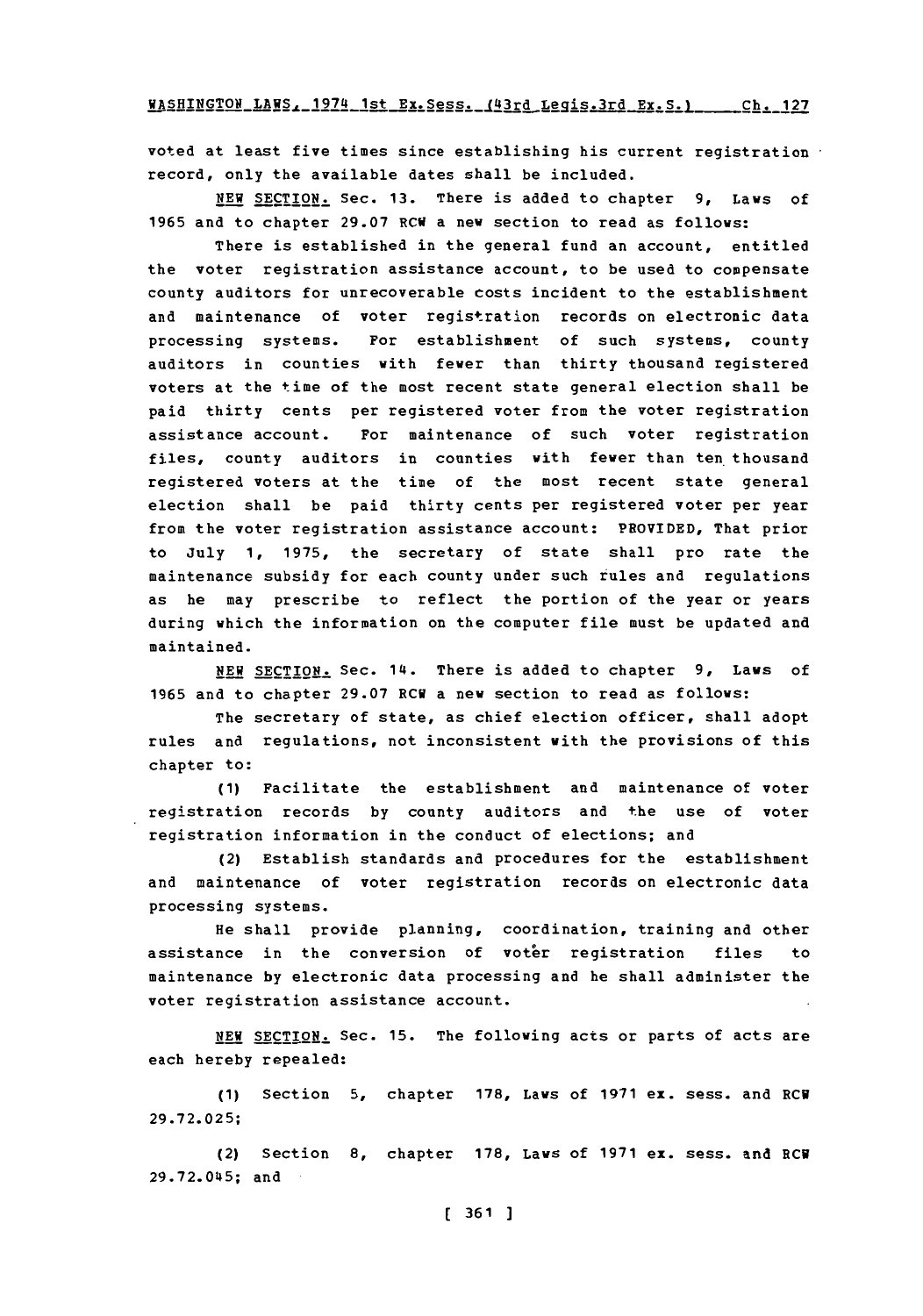voted at least five times since establishing his current registration record, only the available dates shall be included.

NEW SECTION. Sec. 13. There is added to chapter 9, Laws of 1965 and to chapter 29.07 RCW a new section to read as follows:

There is established in the general fund an account, entitled the voter registration assistance account, to be used to compensate county auditors for unrecoverable costs incident to the establishment and maintenance of voter registration records on electronic data processing systems. For establishment of such systems, county auditors in counties with fewer than thirty thousand registered voters at the time of the most recent state general election shall be paid thirty cents per registered voter from the voter registration assistance account. For maintenance of such voter registration files, county auditors in counties with fewer than ten thousand registered voters at the time of the most recent state general election shall be paid thirty cents per registered voter per year from the voter registration assistance account: PROVIDED, That prior to July 1, 1975, the secretary of state shall pro rate the maintenance subsidy for each county under such rules and regulations as he may prescribe to reflect the portion of the year or years during which the information on the computer file must be updated and maintained.

NEW SECTION. Sec. 14. There is added to chapter 9, Laws of 1965 and to chapter 29.07 RCW a new section to read as follows:

The secretary of state, as chief election officer, shall adopt rules and regulations, not inconsistent with the provisions of this chapter to:

(1) Facilitate the establishment and maintenance of voter registration records by county auditors and the use of voter registration information in the conduct of elections; and

(2) Establish standards and procedures for the establishment and maintenance of voter registration records on electronic data processing systems.

He shall provide planning, coordination, training and other assistance in the conversion of voter registration files to maintenance by electronic data processing and he shall administer the voter registration assistance account.

NEW SECTION. Sec. 15. The following acts or parts of acts are each hereby repealed:

(1) Section 5, chapter 178, Laws of 1971 ex. sess. and RCW 29.72.025;

(2) Section 8, chapter 178, Laws of 1971 ex. sess. and RCW 29.72.045; and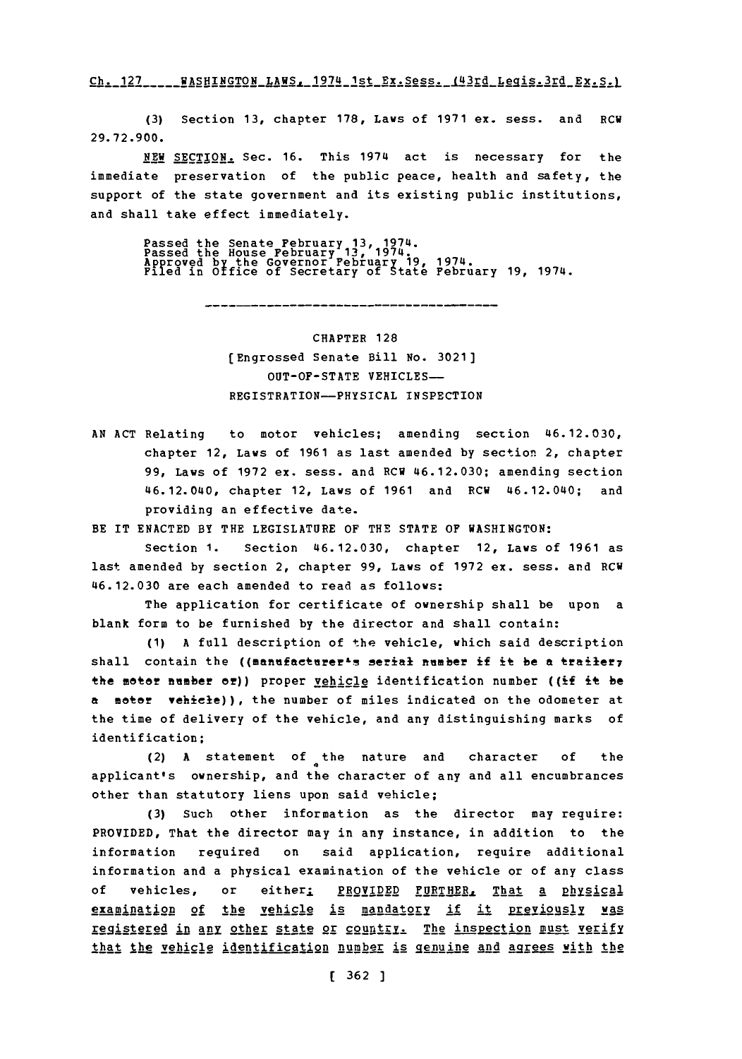(3) Section 13, chapter 178, Laws of 1971 ex. sess. and RCW 29.72.900.

NEW SECTION. Sec. 16. This 1974 act is necessary for the immediate preservation of the public peace, health and safety, the support of the state government and its existing public institutions, and shall take effect immediately.

Passed the Senate February 13, 1974.
Passed the House February 13, 1974.
Approved by the Governor February 19, 1974.
Filed in Office of Secretary of State February 19, 1974.

---

CHAPTER 128

[Engrossed Senate Bill No. 3021]

OUT-OF-STATE VEHICLES—

REGISTRATION—PHYSICAL INSPECTION

AN ACT Relating to motor vehicles; amending section 46.12.030, chapter 12, Laws of 1961 as last amended by section 2, chapter 99, Laws of 1972 ex. sess. and RCW 46.12.030; amending section 46.12.040, chapter 12, Laws of 1961 and RCW 46.12.040; and providing an effective date.

BE IT ENACTED BY THE LEGISLATURE OF THE STATE OF WASHINGTON:

Section 1. Section 46.12.030, chapter 12, Laws of 1961 as last amended by section 2, chapter 99, Laws of 1972 ex. sess. and RCW 46.12.030 are each amended to read as follows:

The application for certificate of ownership shall be upon a blank form to be furnished by the director and shall contain:

(1) A full description of the vehicle, which said description shall contain the ((manufacturer's serial number if it be a trailer, the motor number or)) proper vehicle identification number ((if it be a motor vehicle)), the number of miles indicated on the odometer at the time of delivery of the vehicle, and any distinguishing marks of identification;

(2) A statement of the nature and character of the applicant's ownership, and the character of any and all encumbrances other than statutory liens upon said vehicle;

(3) Such other information as the director may require: PROVIDED, That the director may in any instance, in addition to the information required on said application, require additional information and a physical examination of the vehicle or of any class of vehicles, or either; PROVIDED FURTHER, That a physical examination of the vehicle is mandatory if it previously was registered in any other state or country. The inspection must verify that the vehicle identification number is genuine and agrees with the